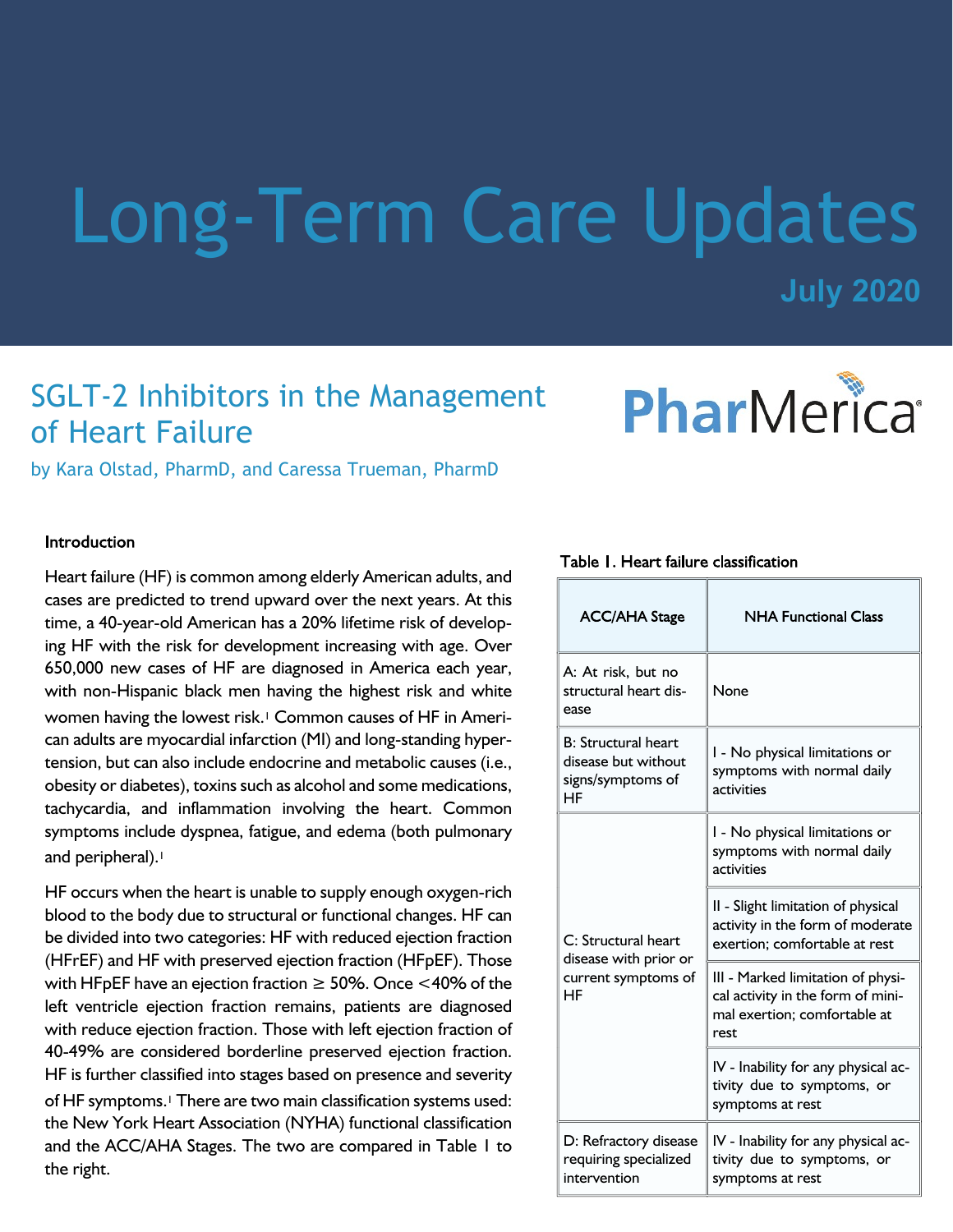# Long-Term Care Updates

**July 2020**

## SGLT-2 Inhibitors in the Management of Heart Failure

PharMerica

by Kara Olstad, PharmD, and Caressa Trueman, PharmD

### Introduction

Heart failure (HF) is common among elderly American adults, and cases are predicted to trend upward over the next years. At this time, a 40-year-old American has a 20% lifetime risk of developing HF with the risk for development increasing with age. Over 650,000 new cases of HF are diagnosed in America each year, with non-Hispanic black men having the highest risk and white women having the lowest risk.[1] Common causes of HF in American adults are myocardial infarction (MI) and long-standing hypertension, but can also include endocrine and metabolic causes (i.e., obesity or diabetes), toxins such as alcohol and some medications, tachycardia, and inflammation involving the heart. Common symptoms include dyspnea, fatigue, and edema (both pulmonary and peripheral).[1]

HF occurs when the heart is unable to supply enough oxygen-rich blood to the body due to structural or functional changes. HF can be divided into two categories: HF with reduced ejection fraction (HFrEF) and HF with preserved ejection fraction (HFpEF). Those with HFpEF have an ejection fraction ≥ 50%. Once <40% of the left ventricle ejection fraction remains, patients are diagnosed with reduce ejection fraction. Those with left ejection fraction of 40-49% are considered borderline preserved ejection fraction. HF is further classified into stages based on presence and severity of HF symptoms.[1] There are two main classification systems used: the New York Heart Association (NYHA) functional classification and the ACC/AHA Stages. The two are compared in Table 1 to the right.

**Table 1. Heart failure classification**

| ACC/AHA Stage | NHA Functional Class |
|---|---|
| A: At risk, but no structural heart disease | None |
| B: Structural heart disease but without signs/symptoms of HF | I - No physical limitations or symptoms with normal daily activities |
| C: Structural heart disease with prior or current symptoms of HF | I - No physical limitations or symptoms with normal daily activities |
| | II - Slight limitation of physical activity in the form of moderate exertion; comfortable at rest |
| | III - Marked limitation of physical activity in the form of minimal exertion; comfortable at rest |
| | IV - Inability for any physical activity due to symptoms, or symptoms at rest |
| D: Refractory disease requiring specialized intervention | IV - Inability for any physical activity due to symptoms, or symptoms at rest |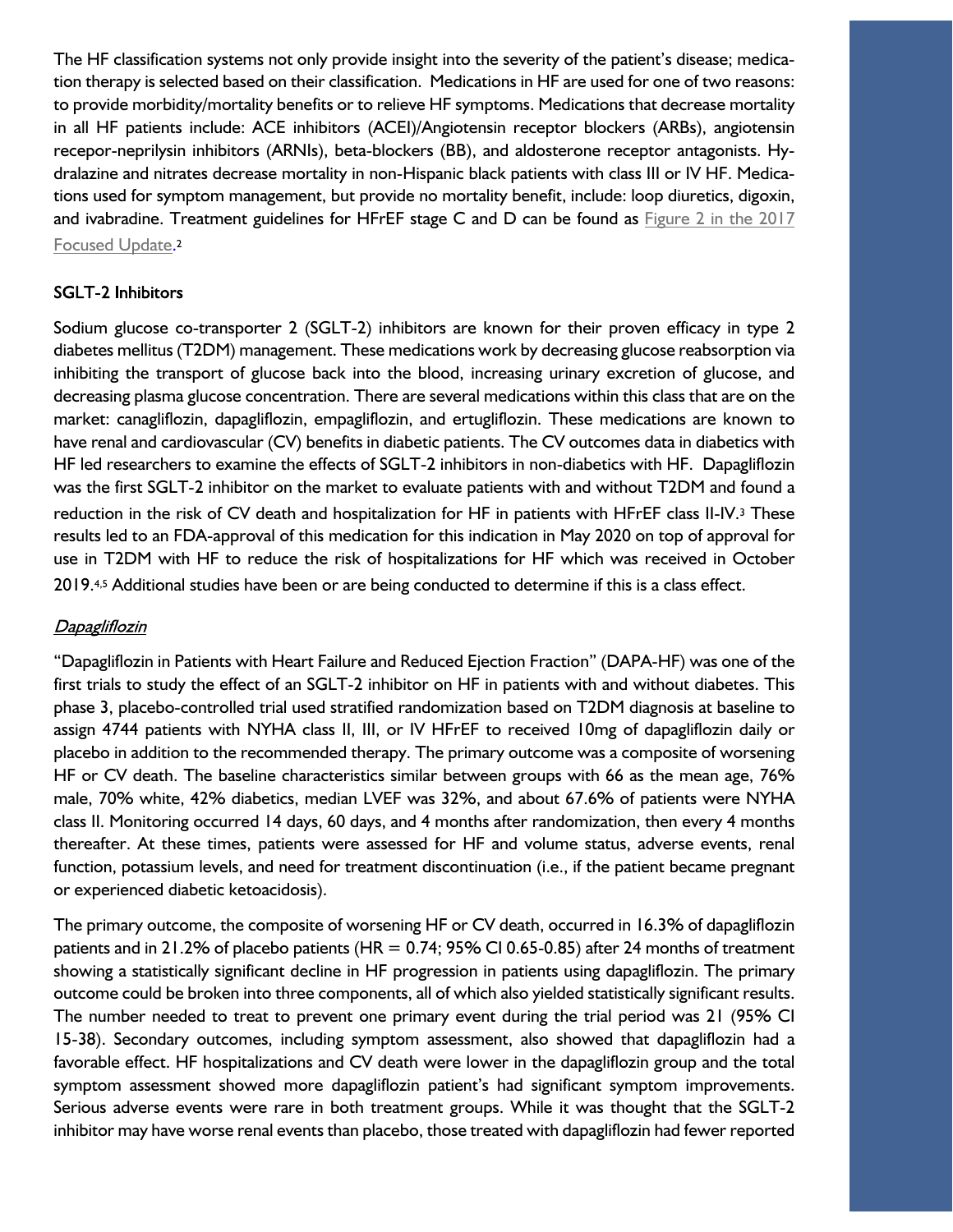The HF classification systems not only provide insight into the severity of the patient's disease; medication therapy is selected based on their classification. Medications in HF are used for one of two reasons: to provide morbidity/mortality benefits or to relieve HF symptoms. Medications that decrease mortality in all HF patients include: ACE inhibitors (ACEI)/Angiotensin receptor blockers (ARBs), angiotensin recepor-neprilysin inhibitors (ARNIs), beta-blockers (BB), and aldosterone receptor antagonists. Hydralazine and nitrates decrease mortality in non-Hispanic black patients with class III or IV HF. Medications used for symptom management, but provide no mortality benefit, include: loop diuretics, digoxin, and ivabradine. Treatment guidelines for HFrEF stage C and D can be found as Figure 2 in the 2017 Focused Update.[2]

### SGLT-2 Inhibitors

Sodium glucose co-transporter 2 (SGLT-2) inhibitors are known for their proven efficacy in type 2 diabetes mellitus (T2DM) management. These medications work by decreasing glucose reabsorption via inhibiting the transport of glucose back into the blood, increasing urinary excretion of glucose, and decreasing plasma glucose concentration. There are several medications within this class that are on the market: canagliflozin, dapagliflozin, empagliflozin, and ertugliflozin. These medications are known to have renal and cardiovascular (CV) benefits in diabetic patients. The CV outcomes data in diabetics with HF led researchers to examine the effects of SGLT-2 inhibitors in non-diabetics with HF. Dapagliflozin was the first SGLT-2 inhibitor on the market to evaluate patients with and without T2DM and found a reduction in the risk of CV death and hospitalization for HF in patients with HFrEF class II-IV.[3] These results led to an FDA-approval of this medication for this indication in May 2020 on top of approval for use in T2DM with HF to reduce the risk of hospitalizations for HF which was received in October 2019.[4,5] Additional studies have been or are being conducted to determine if this is a class effect.

#### *Dapagliflozin*

"Dapagliflozin in Patients with Heart Failure and Reduced Ejection Fraction" (DAPA-HF) was one of the first trials to study the effect of an SGLT-2 inhibitor on HF in patients with and without diabetes. This phase 3, placebo-controlled trial used stratified randomization based on T2DM diagnosis at baseline to assign 4744 patients with NYHA class II, III, or IV HFrEF to received 10mg of dapagliflozin daily or placebo in addition to the recommended therapy. The primary outcome was a composite of worsening HF or CV death. The baseline characteristics similar between groups with 66 as the mean age, 76% male, 70% white, 42% diabetics, median LVEF was 32%, and about 67.6% of patients were NYHA class II. Monitoring occurred 14 days, 60 days, and 4 months after randomization, then every 4 months thereafter. At these times, patients were assessed for HF and volume status, adverse events, renal function, potassium levels, and need for treatment discontinuation (i.e., if the patient became pregnant or experienced diabetic ketoacidosis).

The primary outcome, the composite of worsening HF or CV death, occurred in 16.3% of dapagliflozin patients and in 21.2% of placebo patients (HR = 0.74; 95% CI 0.65-0.85) after 24 months of treatment showing a statistically significant decline in HF progression in patients using dapagliflozin. The primary outcome could be broken into three components, all of which also yielded statistically significant results. The number needed to treat to prevent one primary event during the trial period was 21 (95% CI 15-38). Secondary outcomes, including symptom assessment, also showed that dapagliflozin had a favorable effect. HF hospitalizations and CV death were lower in the dapagliflozin group and the total symptom assessment showed more dapagliflozin patient's had significant symptom improvements. Serious adverse events were rare in both treatment groups. While it was thought that the SGLT-2 inhibitor may have worse renal events than placebo, those treated with dapagliflozin had fewer reported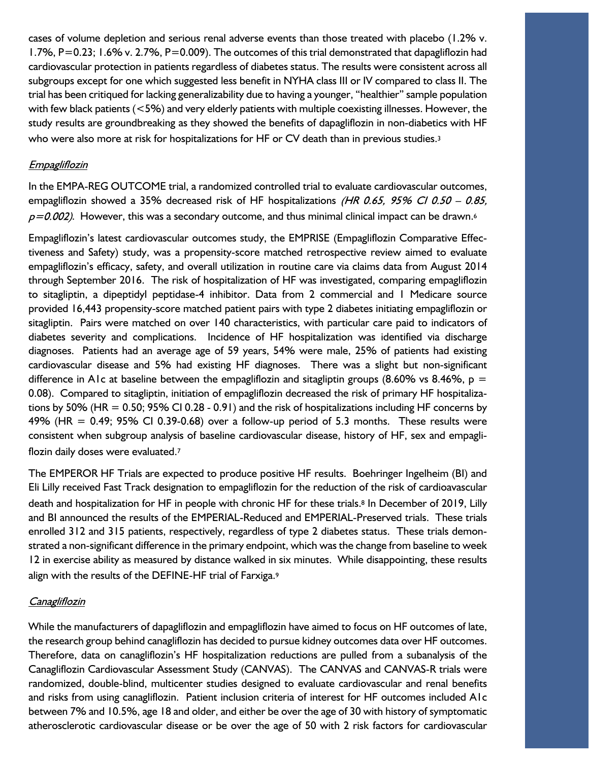cases of volume depletion and serious renal adverse events than those treated with placebo (1.2% v. 1.7%, P=0.23; 1.6% v. 2.7%, P=0.009). The outcomes of this trial demonstrated that dapagliflozin had cardiovascular protection in patients regardless of diabetes status. The results were consistent across all subgroups except for one which suggested less benefit in NYHA class III or IV compared to class II. The trial has been critiqued for lacking generalizability due to having a younger, "healthier" sample population with few black patients (<5%) and very elderly patients with multiple coexisting illnesses. However, the study results are groundbreaking as they showed the benefits of dapagliflozin in non-diabetics with HF who were also more at risk for hospitalizations for HF or CV death than in previous studies.[3]

*Empagliflozin*

In the EMPA-REG OUTCOME trial, a randomized controlled trial to evaluate cardiovascular outcomes, empagliflozin showed a 35% decreased risk of HF hospitalizations *(HR 0.65, 95% CI 0.50 – 0.85, p=0.002)*. However, this was a secondary outcome, and thus minimal clinical impact can be drawn.[6]

Empagliflozin's latest cardiovascular outcomes study, the EMPRISE (Empagliflozin Comparative Effectiveness and Safety) study, was a propensity-score matched retrospective review aimed to evaluate empagliflozin's efficacy, safety, and overall utilization in routine care via claims data from August 2014 through September 2016. The risk of hospitalization of HF was investigated, comparing empagliflozin to sitagliptin, a dipeptidyl peptidase-4 inhibitor. Data from 2 commercial and 1 Medicare source provided 16,443 propensity-score matched patient pairs with type 2 diabetes initiating empagliflozin or sitagliptin. Pairs were matched on over 140 characteristics, with particular care paid to indicators of diabetes severity and complications. Incidence of HF hospitalization was identified via discharge diagnoses. Patients had an average age of 59 years, 54% were male, 25% of patients had existing cardiovascular disease and 5% had existing HF diagnoses. There was a slight but non-significant difference in A1c at baseline between the empagliflozin and sitagliptin groups (8.60% vs 8.46%, p = 0.08). Compared to sitagliptin, initiation of empagliflozin decreased the risk of primary HF hospitalizations by 50% (HR = 0.50; 95% CI 0.28 - 0.91) and the risk of hospitalizations including HF concerns by 49% (HR = 0.49; 95% CI 0.39-0.68) over a follow-up period of 5.3 months. These results were consistent when subgroup analysis of baseline cardiovascular disease, history of HF, sex and empagliflozin daily doses were evaluated.[7]

The EMPEROR HF Trials are expected to produce positive HF results. Boehringer Ingelheim (BI) and Eli Lilly received Fast Track designation to empagliflozin for the reduction of the risk of cardioavascular death and hospitalization for HF in people with chronic HF for these trials.[8] In December of 2019, Lilly and BI announced the results of the EMPERIAL-Reduced and EMPERIAL-Preserved trials. These trials enrolled 312 and 315 patients, respectively, regardless of type 2 diabetes status. These trials demonstrated a non-significant difference in the primary endpoint, which was the change from baseline to week 12 in exercise ability as measured by distance walked in six minutes. While disappointing, these results align with the results of the DEFINE-HF trial of Farxiga.[9]

*Canagliflozin*

While the manufacturers of dapagliflozin and empagliflozin have aimed to focus on HF outcomes of late, the research group behind canagliflozin has decided to pursue kidney outcomes data over HF outcomes. Therefore, data on canagliflozin's HF hospitalization reductions are pulled from a subanalysis of the Canagliflozin Cardiovascular Assessment Study (CANVAS). The CANVAS and CANVAS-R trials were randomized, double-blind, multicenter studies designed to evaluate cardiovascular and renal benefits and risks from using canagliflozin. Patient inclusion criteria of interest for HF outcomes included A1c between 7% and 10.5%, age 18 and older, and either be over the age of 30 with history of symptomatic atherosclerotic cardiovascular disease or be over the age of 50 with 2 risk factors for cardiovascular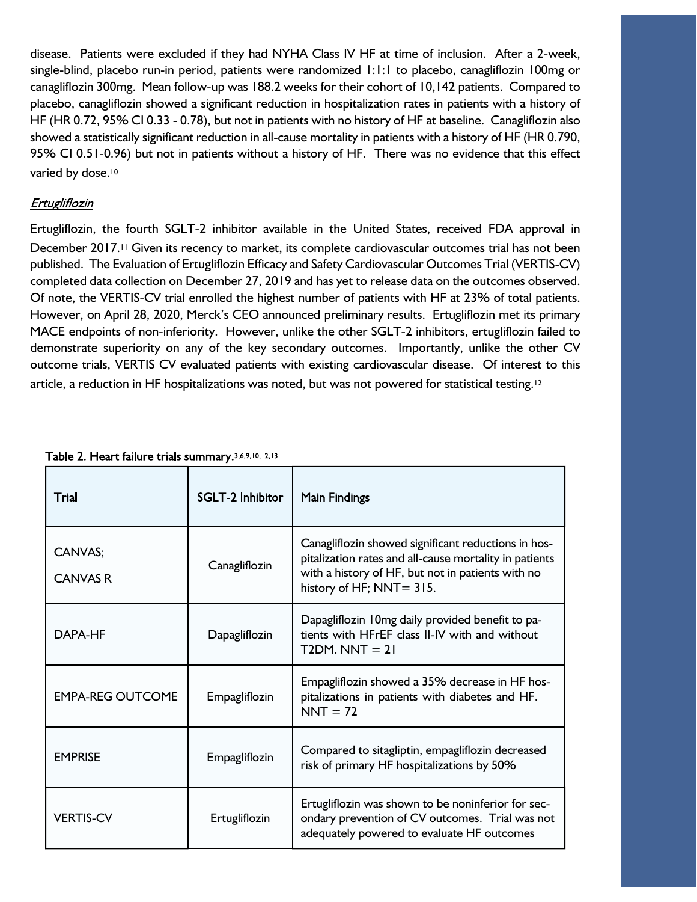disease. Patients were excluded if they had NYHA Class IV HF at time of inclusion. After a 2-week, single-blind, placebo run-in period, patients were randomized 1:1:1 to placebo, canagliflozin 100mg or canagliflozin 300mg. Mean follow-up was 188.2 weeks for their cohort of 10,142 patients. Compared to placebo, canagliflozin showed a significant reduction in hospitalization rates in patients with a history of HF (HR 0.72, 95% CI 0.33 - 0.78), but not in patients with no history of HF at baseline. Canagliflozin also showed a statistically significant reduction in all-cause mortality in patients with a history of HF (HR 0.790, 95% CI 0.51-0.96) but not in patients without a history of HF. There was no evidence that this effect varied by dose.[10]

*Ertugliflozin*

Ertugliflozin, the fourth SGLT-2 inhibitor available in the United States, received FDA approval in December 2017.[11] Given its recency to market, its complete cardiovascular outcomes trial has not been published. The Evaluation of Ertugliflozin Efficacy and Safety Cardiovascular Outcomes Trial (VERTIS-CV) completed data collection on December 27, 2019 and has yet to release data on the outcomes observed. Of note, the VERTIS-CV trial enrolled the highest number of patients with HF at 23% of total patients. However, on April 28, 2020, Merck's CEO announced preliminary results. Ertugliflozin met its primary MACE endpoints of non-inferiority. However, unlike the other SGLT-2 inhibitors, ertugliflozin failed to demonstrate superiority on any of the key secondary outcomes. Importantly, unlike the other CV outcome trials, VERTIS CV evaluated patients with existing cardiovascular disease. Of interest to this article, a reduction in HF hospitalizations was noted, but was not powered for statistical testing.[12]

Table 2. Heart failure trials summary.[3,6,9,10,12,13]

| Trial | SGLT-2 Inhibitor | Main Findings |
|---|---|---|
| CANVAS; CANVAS R | Canagliflozin | Canagliflozin showed significant reductions in hospitalization rates and all-cause mortality in patients with a history of HF, but not in patients with no history of HF; NNT= 315. |
| DAPA-HF | Dapagliflozin | Dapagliflozin 10mg daily provided benefit to patients with HFrEF class II-IV with and without T2DM. NNT = 21 |
| EMPA-REG OUTCOME | Empagliflozin | Empagliflozin showed a 35% decrease in HF hospitalizations in patients with diabetes and HF. NNT = 72 |
| EMPRISE | Empagliflozin | Compared to sitagliptin, empagliflozin decreased risk of primary HF hospitalizations by 50% |
| VERTIS-CV | Ertugliflozin | Ertugliflozin was shown to be noninferior for secondary prevention of CV outcomes. Trial was not adequately powered to evaluate HF outcomes |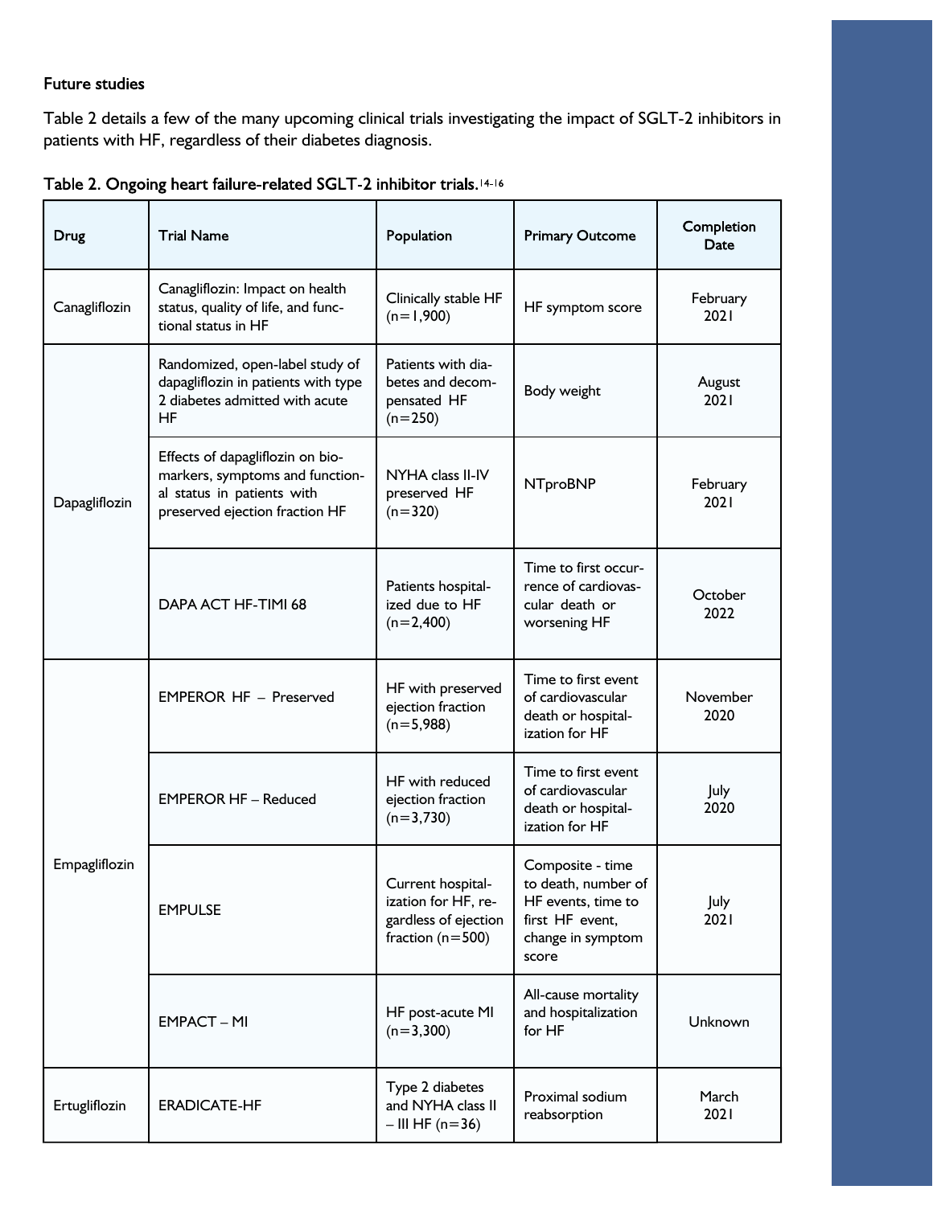### Future studies

Table 2 details a few of the many upcoming clinical trials investigating the impact of SGLT-2 inhibitors in patients with HF, regardless of their diabetes diagnosis.

Table 2. Ongoing heart failure-related SGLT-2 inhibitor trials.[14-16]

| Drug | Trial Name | Population | Primary Outcome | Completion Date |
|---|---|---|---|---|
| Canagliflozin | Canagliflozin: Impact on health status, quality of life, and functional status in HF | Clinically stable HF (n=1,900) | HF symptom score | February 2021 |
| Dapagliflozin | Randomized, open-label study of dapagliflozin in patients with type 2 diabetes admitted with acute HF | Patients with diabetes and decompensated HF (n=250) | Body weight | August 2021 |
| | Effects of dapagliflozin on biomarkers, symptoms and functional status in patients with preserved ejection fraction HF | NYHA class II-IV preserved HF (n=320) | NTproBNP | February 2021 |
| | DAPA ACT HF-TIMI 68 | Patients hospitalized due to HF (n=2,400) | Time to first occurrence of cardiovascular death or worsening HF | October 2022 |
| Empagliflozin | EMPEROR HF – Preserved | HF with preserved ejection fraction (n=5,988) | Time to first event of cardiovascular death or hospitalization for HF | November 2020 |
| | EMPEROR HF – Reduced | HF with reduced ejection fraction (n=3,730) | Time to first event of cardiovascular death or hospitalization for HF | July 2020 |
| | EMPULSE | Current hospitalization for HF, regardless of ejection fraction (n=500) | Composite - time to death, number of HF events, time to first HF event, change in symptom score | July 2021 |
| | EMPACT – MI | HF post-acute MI (n=3,300) | All-cause mortality and hospitalization for HF | Unknown |
| Ertugliflozin | ERADICATE-HF | Type 2 diabetes and NYHA class II – III HF (n=36) | Proximal sodium reabsorption | March 2021 |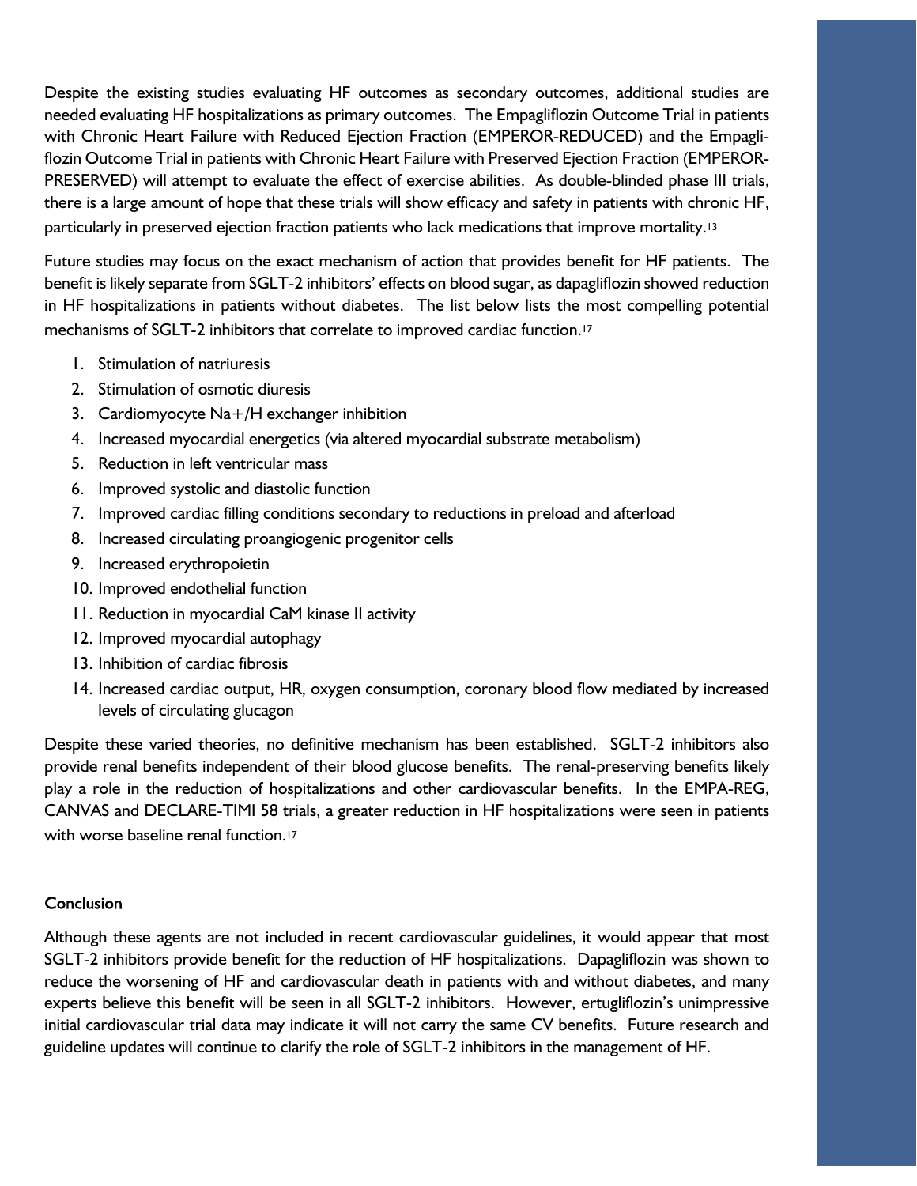Despite the existing studies evaluating HF outcomes as secondary outcomes, additional studies are needed evaluating HF hospitalizations as primary outcomes. The Empagliflozin Outcome Trial in patients with Chronic Heart Failure with Reduced Ejection Fraction (EMPEROR-REDUCED) and the Empagliflozin Outcome Trial in patients with Chronic Heart Failure with Preserved Ejection Fraction (EMPEROR-PRESERVED) will attempt to evaluate the effect of exercise abilities. As double-blinded phase III trials, there is a large amount of hope that these trials will show efficacy and safety in patients with chronic HF, particularly in preserved ejection fraction patients who lack medications that improve mortality.[13]

Future studies may focus on the exact mechanism of action that provides benefit for HF patients. The benefit is likely separate from SGLT-2 inhibitors' effects on blood sugar, as dapagliflozin showed reduction in HF hospitalizations in patients without diabetes. The list below lists the most compelling potential mechanisms of SGLT-2 inhibitors that correlate to improved cardiac function.[17]

1. Stimulation of natriuresis
2. Stimulation of osmotic diuresis
3. Cardiomyocyte Na+/H exchanger inhibition
4. Increased myocardial energetics (via altered myocardial substrate metabolism)
5. Reduction in left ventricular mass
6. Improved systolic and diastolic function
7. Improved cardiac filling conditions secondary to reductions in preload and afterload
8. Increased circulating proangiogenic progenitor cells
9. Increased erythropoietin
10. Improved endothelial function
11. Reduction in myocardial CaM kinase II activity
12. Improved myocardial autophagy
13. Inhibition of cardiac fibrosis
14. Increased cardiac output, HR, oxygen consumption, coronary blood flow mediated by increased levels of circulating glucagon

Despite these varied theories, no definitive mechanism has been established. SGLT-2 inhibitors also provide renal benefits independent of their blood glucose benefits. The renal-preserving benefits likely play a role in the reduction of hospitalizations and other cardiovascular benefits. In the EMPA-REG, CANVAS and DECLARE-TIMI 58 trials, a greater reduction in HF hospitalizations were seen in patients with worse baseline renal function.[17]

## Conclusion

Although these agents are not included in recent cardiovascular guidelines, it would appear that most SGLT-2 inhibitors provide benefit for the reduction of HF hospitalizations. Dapagliflozin was shown to reduce the worsening of HF and cardiovascular death in patients with and without diabetes, and many experts believe this benefit will be seen in all SGLT-2 inhibitors. However, ertugliflozin's unimpressive initial cardiovascular trial data may indicate it will not carry the same CV benefits. Future research and guideline updates will continue to clarify the role of SGLT-2 inhibitors in the management of HF.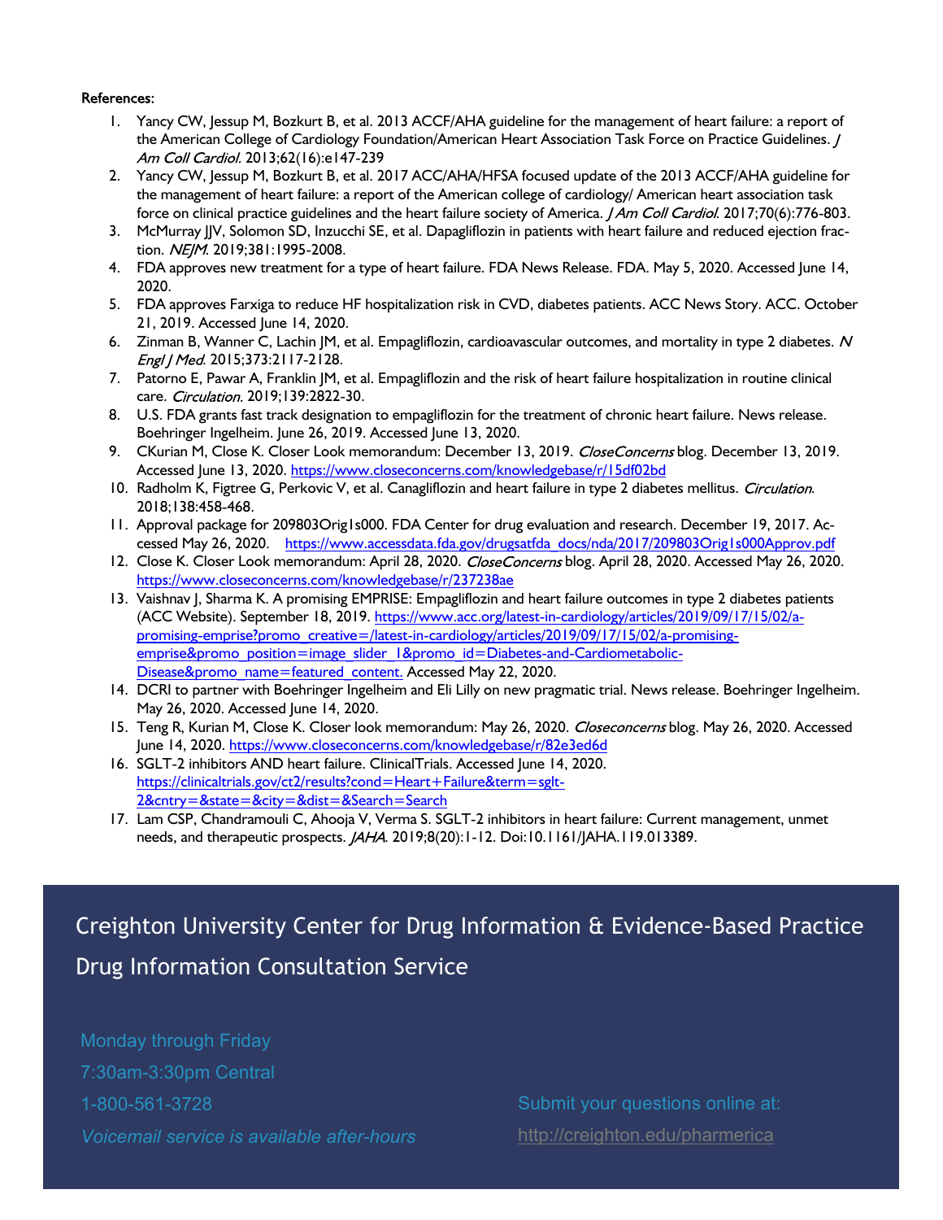**References:**

1. Yancy CW, Jessup M, Bozkurt B, et al. 2013 ACCF/AHA guideline for the management of heart failure: a report of the American College of Cardiology Foundation/American Heart Association Task Force on Practice Guidelines. *J Am Coll Cardiol.* 2013;62(16):e147-239
2. Yancy CW, Jessup M, Bozkurt B, et al. 2017 ACC/AHA/HFSA focused update of the 2013 ACCF/AHA guideline for the management of heart failure: a report of the American college of cardiology/ American heart association task force on clinical practice guidelines and the heart failure society of America. *J Am Coll Cardiol.* 2017;70(6):776-803.
3. McMurray JJV, Solomon SD, Inzucchi SE, et al. Dapagliflozin in patients with heart failure and reduced ejection fraction. *NEJM.* 2019;381:1995-2008.
4. FDA approves new treatment for a type of heart failure. FDA News Release. FDA. May 5, 2020. Accessed June 14, 2020.
5. FDA approves Farxiga to reduce HF hospitalization risk in CVD, diabetes patients. ACC News Story. ACC. October 21, 2019. Accessed June 14, 2020.
6. Zinman B, Wanner C, Lachin JM, et al. Empagliflozin, cardioavascular outcomes, and mortality in type 2 diabetes. *N Engl J Med.* 2015;373:2117-2128.
7. Patorno E, Pawar A, Franklin JM, et al. Empagliflozin and the risk of heart failure hospitalization in routine clinical care. *Circulation.* 2019;139:2822-30.
8. U.S. FDA grants fast track designation to empagliflozin for the treatment of chronic heart failure. News release. Boehringer Ingelheim. June 26, 2019. Accessed June 13, 2020.
9. CKurian M, Close K. Closer Look memorandum: December 13, 2019. *CloseConcerns* blog. December 13, 2019. Accessed June 13, 2020. https://www.closeconcerns.com/knowledgebase/r/15df02bd
10. Radholm K, Figtree G, Perkovic V, et al. Canagliflozin and heart failure in type 2 diabetes mellitus. *Circulation*. 2018;138:458-468.
11. Approval package for 209803Orig1s000. FDA Center for drug evaluation and research. December 19, 2017. Accessed May 26, 2020. https://www.accessdata.fda.gov/drugsatfda_docs/nda/2017/209803Orig1s000Approv.pdf
12. Close K. Closer Look memorandum: April 28, 2020. *CloseConcerns* blog. April 28, 2020. Accessed May 26, 2020. https://www.closeconcerns.com/knowledgebase/r/237238ae
13. Vaishnav J, Sharma K. A promising EMPRISE: Empagliflozin and heart failure outcomes in type 2 diabetes patients (ACC Website). September 18, 2019. https://www.acc.org/latest-in-cardiology/articles/2019/09/17/15/02/a-promising-emprise?promo_creative=/latest-in-cardiology/articles/2019/09/17/15/02/a-promising-emprise&promo_position=image_slider_1&promo_id=Diabetes-and-Cardiometabolic-Disease&promo_name=featured_content. Accessed May 22, 2020.
14. DCRI to partner with Boehringer Ingelheim and Eli Lilly on new pragmatic trial. News release. Boehringer Ingelheim. May 26, 2020. Accessed June 14, 2020.
15. Teng R, Kurian M, Close K. Closer look memorandum: May 26, 2020. *Closeconcerns* blog. May 26, 2020. Accessed June 14, 2020. https://www.closeconcerns.com/knowledgebase/r/82e3ed6d
16. SGLT-2 inhibitors AND heart failure. ClinicalTrials. Accessed June 14, 2020. https://clinicaltrials.gov/ct2/results?cond=Heart+Failure&term=sglt-2&cntry=&state=&city=&dist=&Search=Search
17. Lam CSP, Chandramouli C, Ahooja V, Verma S. SGLT-2 inhibitors in heart failure: Current management, unmet needs, and therapeutic prospects. *JAHA.* 2019;8(20):1-12. Doi:10.1161/JAHA.119.013389.

## Creighton University Center for Drug Information & Evidence-Based Practice

## Drug Information Consultation Service

Monday through Friday

7:30am-3:30pm Central

1-800-561-3728

*Voicemail service is available after-hours*

Submit your questions online at:

http://creighton.edu/pharmerica